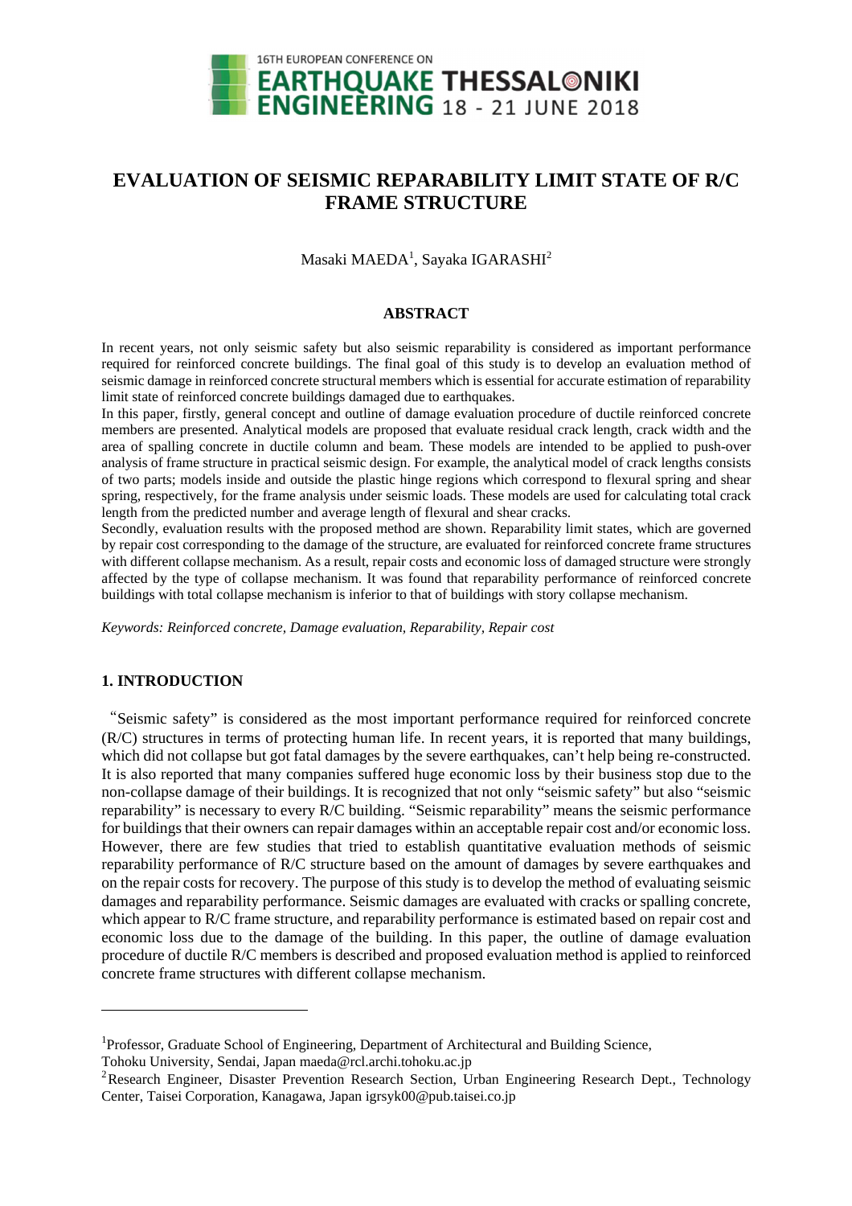# EVALUATION OF SEISMIC REPARABILITY LIMIT STATE OF R/C FRAME STRUCTURE

Masaki MAEDA[1], Sayaka IGARASHI[2]

## ABSTRACT

In recent years, not only seismic safety but also seismic reparability is considered as important performance required for reinforced concrete buildings. The final goal of this study is to develop an evaluation method of seismic damage in reinforced concrete structural members which is essential for accurate estimation of reparability limit state of reinforced concrete buildings damaged due to earthquakes.

In this paper, firstly, general concept and outline of damage evaluation procedure of ductile reinforced concrete members are presented. Analytical models are proposed that evaluate residual crack length, crack width and the area of spalling concrete in ductile column and beam. These models are intended to be applied to push-over analysis of frame structure in practical seismic design. For example, the analytical model of crack lengths consists of two parts; models inside and outside the plastic hinge regions which correspond to flexural spring and shear spring, respectively, for the frame analysis under seismic loads. These models are used for calculating total crack length from the predicted number and average length of flexural and shear cracks.

Secondly, evaluation results with the proposed method are shown. Reparability limit states, which are governed by repair cost corresponding to the damage of the structure, are evaluated for reinforced concrete frame structures with different collapse mechanism. As a result, repair costs and economic loss of damaged structure were strongly affected by the type of collapse mechanism. It was found that reparability performance of reinforced concrete buildings with total collapse mechanism is inferior to that of buildings with story collapse mechanism.

*Keywords: Reinforced concrete, Damage evaluation, Reparability, Repair cost*

## 1. INTRODUCTION

"Seismic safety" is considered as the most important performance required for reinforced concrete (R/C) structures in terms of protecting human life. In recent years, it is reported that many buildings, which did not collapse but got fatal damages by the severe earthquakes, can't help being re-constructed. It is also reported that many companies suffered huge economic loss by their business stop due to the non-collapse damage of their buildings. It is recognized that not only "seismic safety" but also "seismic reparability" is necessary to every R/C building. "Seismic reparability" means the seismic performance for buildings that their owners can repair damages within an acceptable repair cost and/or economic loss. However, there are few studies that tried to establish quantitative evaluation methods of seismic reparability performance of R/C structure based on the amount of damages by severe earthquakes and on the repair costs for recovery. The purpose of this study is to develop the method of evaluating seismic damages and reparability performance. Seismic damages are evaluated with cracks or spalling concrete, which appear to R/C frame structure, and reparability performance is estimated based on repair cost and economic loss due to the damage of the building. In this paper, the outline of damage evaluation procedure of ductile R/C members is described and proposed evaluation method is applied to reinforced concrete frame structures with different collapse mechanism.

---

[1]Professor, Graduate School of Engineering, Department of Architectural and Building Science, Tohoku University, Sendai, Japan maeda@rcl.archi.tohoku.ac.jp

[2]Research Engineer, Disaster Prevention Research Section, Urban Engineering Research Dept., Technology Center, Taisei Corporation, Kanagawa, Japan igrsyk00@pub.taisei.co.jp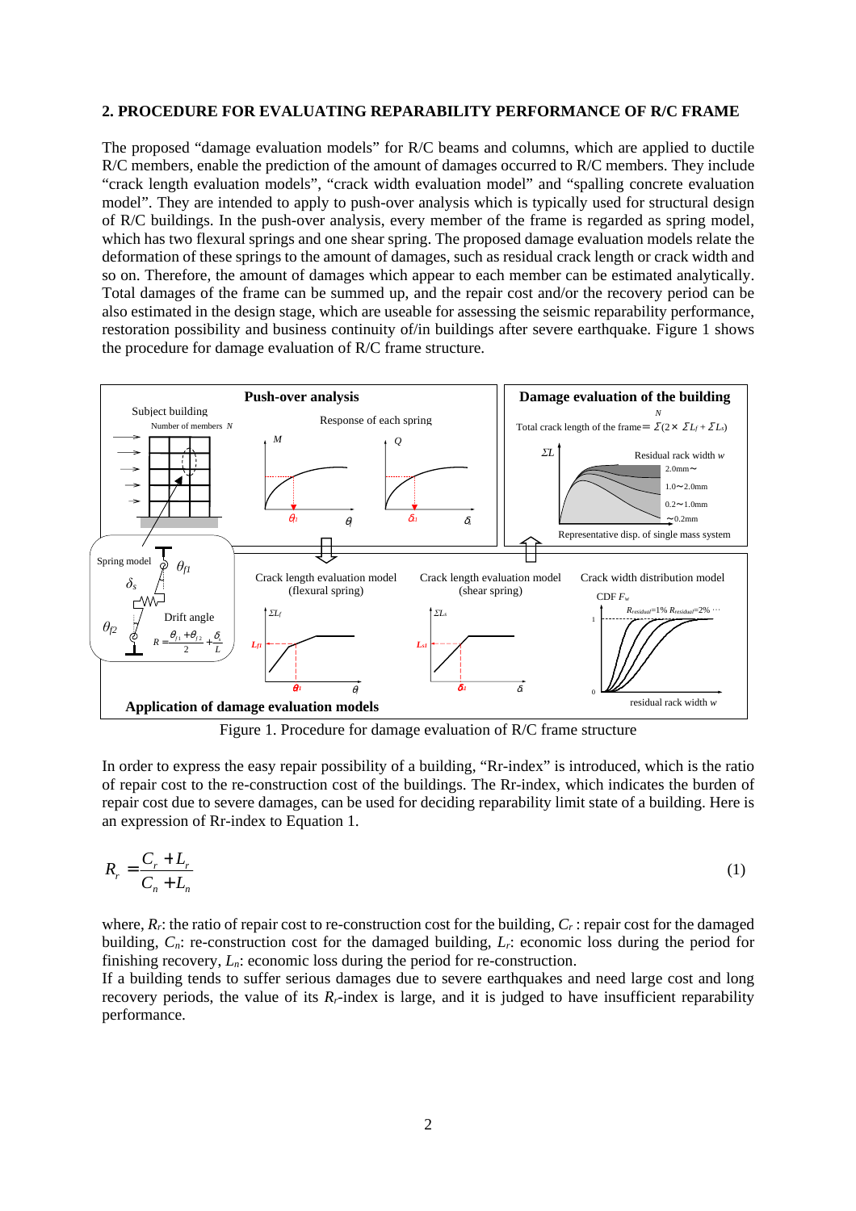## 2. PROCEDURE FOR EVALUATING REPARABILITY PERFORMANCE OF R/C FRAME

The proposed "damage evaluation models" for R/C beams and columns, which are applied to ductile R/C members, enable the prediction of the amount of damages occurred to R/C members. They include "crack length evaluation models", "crack width evaluation model" and "spalling concrete evaluation model". They are intended to apply to push-over analysis which is typically used for structural design of R/C buildings. In the push-over analysis, every member of the frame is regarded as spring model, which has two flexural springs and one shear spring. The proposed damage evaluation models relate the deformation of these springs to the amount of damages, such as residual crack length or crack width and so on. Therefore, the amount of damages which appear to each member can be estimated analytically. Total damages of the frame can be summed up, and the repair cost and/or the recovery period can be also estimated in the design stage, which are useable for assessing the seismic reparability performance, restoration possibility and business continuity of/in buildings after severe earthquake. Figure 1 shows the procedure for damage evaluation of R/C frame structure.

Figure 1. Procedure for damage evaluation of R/C frame structure

In order to express the easy repair possibility of a building, "Rr-index" is introduced, which is the ratio of repair cost to the re-construction cost of the buildings. The Rr-index, which indicates the burden of repair cost due to severe damages, can be used for deciding reparability limit state of a building. Here is an expression of Rr-index to Equation 1.

$$R_r = \frac{C_r + L_r}{C_n + L_n} \tag{1}$$

where, $R_r$: the ratio of repair cost to re-construction cost for the building, $C_r$ : repair cost for the damaged building, $C_n$: re-construction cost for the damaged building, $L_r$: economic loss during the period for finishing recovery, $L_n$: economic loss during the period for re-construction.

If a building tends to suffer serious damages due to severe earthquakes and need large cost and long recovery periods, the value of its $R_r$-index is large, and it is judged to have insufficient reparability performance.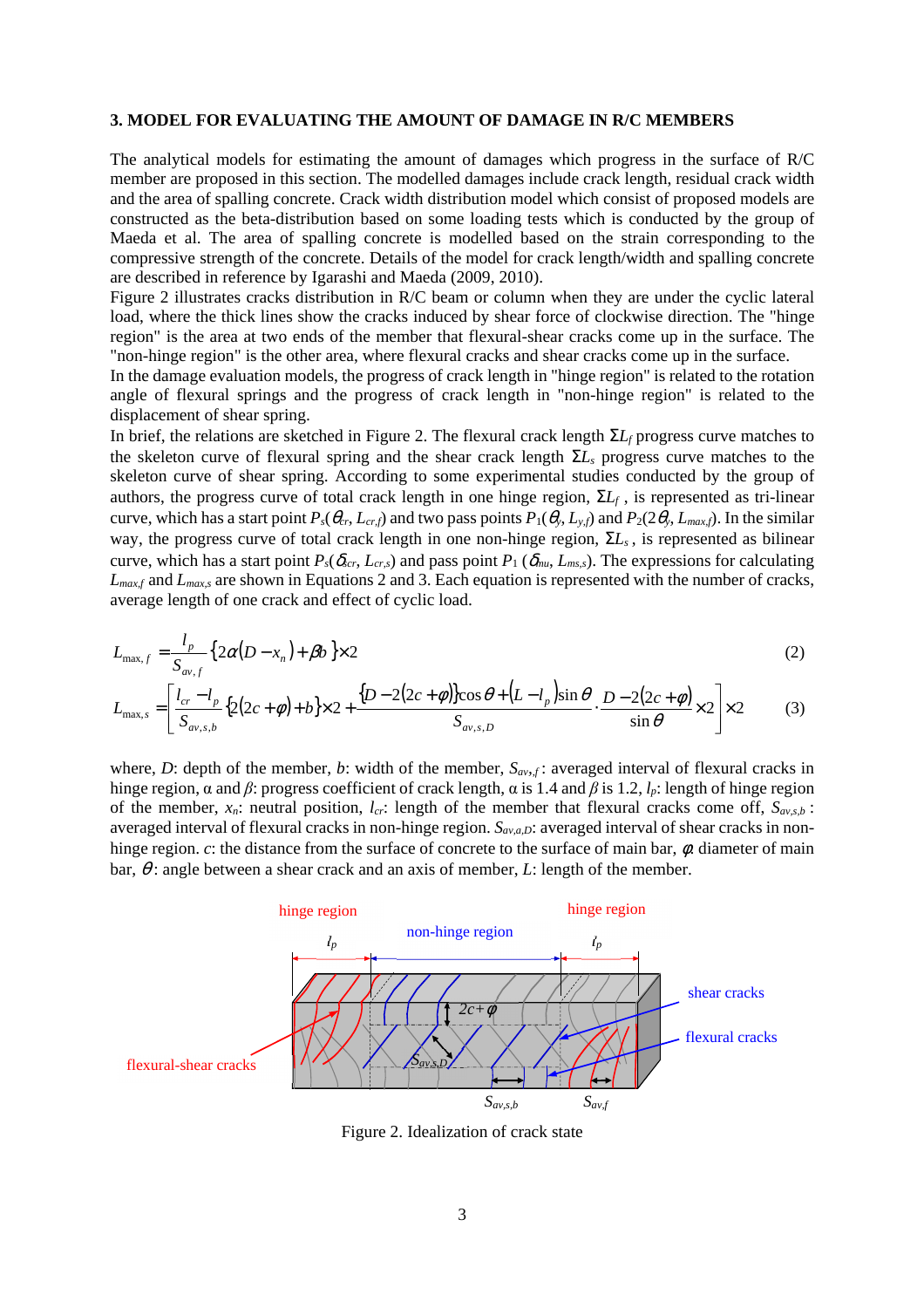### 3. MODEL FOR EVALUATING THE AMOUNT OF DAMAGE IN R/C MEMBERS

The analytical models for estimating the amount of damages which progress in the surface of R/C member are proposed in this section. The modelled damages include crack length, residual crack width and the area of spalling concrete. Crack width distribution model which consist of proposed models are constructed as the beta-distribution based on some loading tests which is conducted by the group of Maeda et al. The area of spalling concrete is modelled based on the strain corresponding to the compressive strength of the concrete. Details of the model for crack length/width and spalling concrete are described in reference by Igarashi and Maeda (2009, 2010).

Figure 2 illustrates cracks distribution in R/C beam or column when they are under the cyclic lateral load, where the thick lines show the cracks induced by shear force of clockwise direction. The "hinge region" is the area at two ends of the member that flexural-shear cracks come up in the surface. The "non-hinge region" is the other area, where flexural cracks and shear cracks come up in the surface.

In the damage evaluation models, the progress of crack length in "hinge region" is related to the rotation angle of flexural springs and the progress of crack length in "non-hinge region" is related to the displacement of shear spring.

In brief, the relations are sketched in Figure 2. The flexural crack length $\Sigma L_f$ progress curve matches to the skeleton curve of flexural spring and the shear crack length $\Sigma L_s$ progress curve matches to the skeleton curve of shear spring. According to some experimental studies conducted by the group of authors, the progress curve of total crack length in one hinge region, $\Sigma L_f$ , is represented as tri-linear curve, which has a start point $P_s(\theta_{cr}, L_{cr,f})$ and two pass points $P_1(\theta_y, L_{y,f})$ and $P_2(2\theta_y, L_{max,f})$. In the similar way, the progress curve of total crack length in one non-hinge region, $\Sigma L_s$ , is represented as bilinear curve, which has a start point $P_s(\delta_{cr}, L_{cr,s})$ and pass point $P_1$ $(\delta_{mu}, L_{ms,s})$. The expressions for calculating $L_{max,f}$ and $L_{max,s}$ are shown in Equations 2 and 3. Each equation is represented with the number of cracks, average length of one crack and effect of cyclic load.

$$L_{\max,f} = \frac{l_p}{S_{av,f}} \{2\alpha(D - x_n) + \beta b\} \times 2 \tag{2}$$

$$L_{\max,s} = \left[ \frac{l_{cr} - l_p}{S_{av,s,b}} \{2(2c+\varphi)+b\} \times 2 + \frac{\{D - 2(2c+\varphi)\}\cos\theta + (L - l_p)\sin\theta}{S_{av,s,D}} \cdot \frac{D - 2(2c+\varphi)}{\sin\theta} \times 2 \right] \times 2 \tag{3}$$

where, $D$: depth of the member, $b$: width of the member, $S_{av,f}$: averaged interval of flexural cracks in hinge region, α and $\beta$: progress coefficient of crack length, α is 1.4 and $\beta$ is 1.2, $l_p$: length of hinge region of the member, $x_n$: neutral position, $l_{cr}$: length of the member that flexural cracks come off, $S_{av,s,b}$ : averaged interval of flexural cracks in non-hinge region. $S_{av,a,D}$: averaged interval of shear cracks in non-hinge region. $c$: the distance from the surface of concrete to the surface of main bar, $\varphi$: diameter of main bar, $\theta$: angle between a shear crack and an axis of member, $L$: length of the member.

Figure 2. Idealization of crack state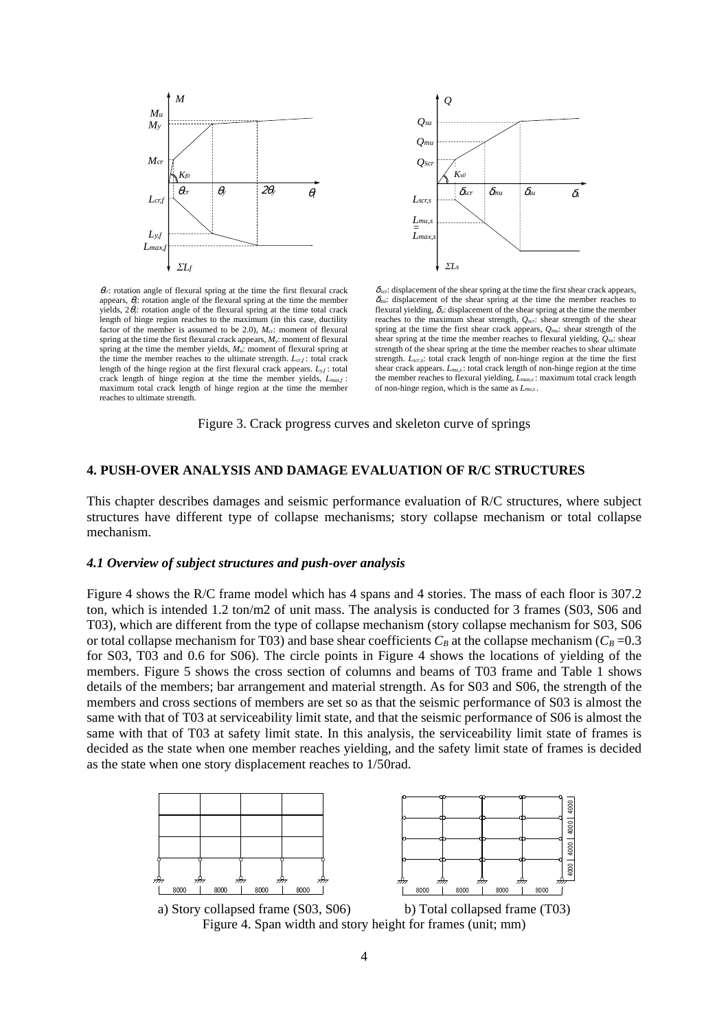$\theta_{cr}$: rotation angle of flexural spring at the time the first flexural crack appears, $\theta_y$: rotation angle of the flexural spring at the time the member yields, $2\theta_y$: rotation angle of the flexural spring at the time total crack length of hinge region reaches to the maximum (in this case, ductility factor of the member is assumed to be 2.0), $M_{cr}$: moment of flexural spring at the time the first flexural crack appears, $M_y$: moment of flexural spring at the time the member yields, $M_u$: moment of flexural spring at the time the member reaches to the ultimate strength. $L_{cr,f}$: total crack length of the hinge region at the first flexural crack appears. $L_{y,f}$: total crack length of hinge region at the time the member yields, $L_{max,f}$: maximum total crack length of hinge region at the time the member reaches to ultimate strength.

$\delta_{scr}$: displacement of the shear spring at the time the first shear crack appears, $\delta_{mu}$: displacement of the shear spring at the time the member reaches to flexural yielding, $\delta_{u}$: displacement of the shear spring at the time the member reaches to the maximum shear strength, $Q_{scr}$: shear strength of the shear spring at the time the first shear crack appears, $Q_{mu}$: shear strength of the shear spring at the time the member reaches to flexural yielding, $Q_{su}$: shear strength of the shear spring at the time the member reaches to shear ultimate strength. $L_{scr,s}$: total crack length of non-hinge region at the time the first shear crack appears. $L_{mu,s}$: total crack length of non-hinge region at the time the member reaches to flexural yielding, $L_{max,s}$: maximum total crack length of non-hinge region, which is the same as $L_{mu,s}$.

Figure 3. Crack progress curves and skeleton curve of springs

## 4. PUSH-OVER ANALYSIS AND DAMAGE EVALUATION OF R/C STRUCTURES

This chapter describes damages and seismic performance evaluation of R/C structures, where subject structures have different type of collapse mechanisms; story collapse mechanism or total collapse mechanism.

### *4.1 Overview of subject structures and push-over analysis*

Figure 4 shows the R/C frame model which has 4 spans and 4 stories. The mass of each floor is 307.2 ton, which is intended 1.2 ton/m2 of unit mass. The analysis is conducted for 3 frames (S03, S06 and T03), which are different from the type of collapse mechanism (story collapse mechanism for S03, S06 or total collapse mechanism for T03) and base shear coefficients $C_B$ at the collapse mechanism ($C_B$ =0.3 for S03, T03 and 0.6 for S06). The circle points in Figure 4 shows the locations of yielding of the members. Figure 5 shows the cross section of columns and beams of T03 frame and Table 1 shows details of the members; bar arrangement and material strength. As for S03 and S06, the strength of the members and cross sections of members are set so as that the seismic performance of S03 is almost the same with that of T03 at serviceability limit state, and that the seismic performance of S06 is almost the same with that of T03 at safety limit state. In this analysis, the serviceability limit state of frames is decided as the state when one member reaches yielding, and the safety limit state of frames is decided as the state when one story displacement reaches to 1/50rad.

a) Story collapsed frame (S03, S06) b) Total collapsed frame (T03)

Figure 4. Span width and story height for frames (unit; mm)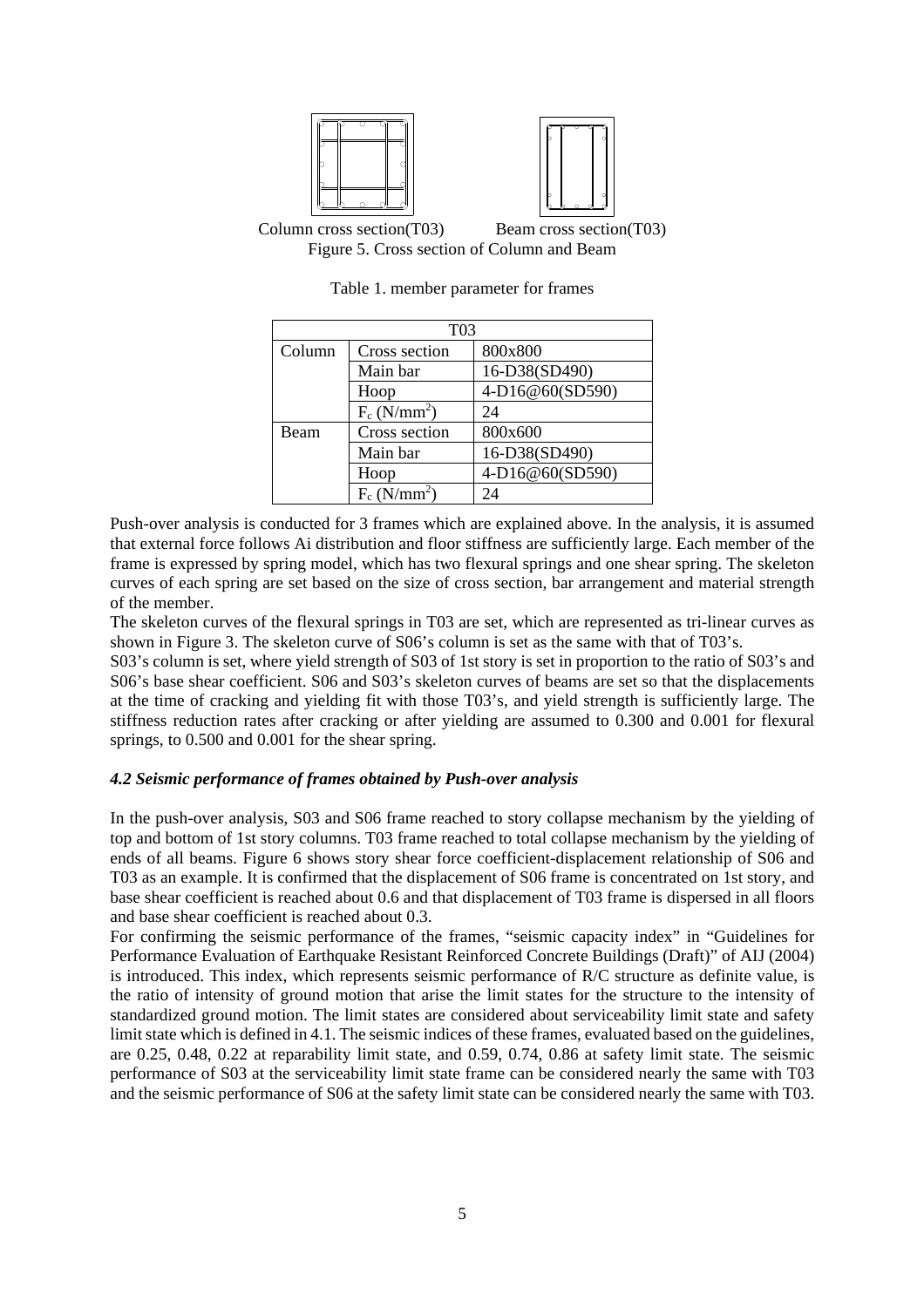Column cross section(T03) Beam cross section(T03)

Figure 5. Cross section of Column and Beam

Table 1. member parameter for frames

| T03 | | |
|---|---|---|
| Column | Cross section | 800x800 |
| | Main bar | 16-D38(SD490) |
| | Hoop | 4-D16@60(SD590) |
| | $F_c$ ($N/mm^2$) | 24 |
| Beam | Cross section | 800x600 |
| | Main bar | 16-D38(SD490) |
| | Hoop | 4-D16@60(SD590) |
| | $F_c$ ($N/mm^2$) | 24 |

Push-over analysis is conducted for 3 frames which are explained above. In the analysis, it is assumed that external force follows Ai distribution and floor stiffness are sufficiently large. Each member of the frame is expressed by spring model, which has two flexural springs and one shear spring. The skeleton curves of each spring are set based on the size of cross section, bar arrangement and material strength of the member.

The skeleton curves of the flexural springs in T03 are set, which are represented as tri-linear curves as shown in Figure 3. The skeleton curve of S06's column is set as the same with that of T03's.

S03's column is set, where yield strength of S03 of 1st story is set in proportion to the ratio of S03's and S06's base shear coefficient. S06 and S03's skeleton curves of beams are set so that the displacements at the time of cracking and yielding fit with those T03's, and yield strength is sufficiently large. The stiffness reduction rates after cracking or after yielding are assumed to 0.300 and 0.001 for flexural springs, to 0.500 and 0.001 for the shear spring.

### *4.2 Seismic performance of frames obtained by Push-over analysis*

In the push-over analysis, S03 and S06 frame reached to story collapse mechanism by the yielding of top and bottom of 1st story columns. T03 frame reached to total collapse mechanism by the yielding of ends of all beams. Figure 6 shows story shear force coefficient-displacement relationship of S06 and T03 as an example. It is confirmed that the displacement of S06 frame is concentrated on 1st story, and base shear coefficient is reached about 0.6 and that displacement of T03 frame is dispersed in all floors and base shear coefficient is reached about 0.3.

For confirming the seismic performance of the frames, "seismic capacity index" in "Guidelines for Performance Evaluation of Earthquake Resistant Reinforced Concrete Buildings (Draft)" of AIJ (2004) is introduced. This index, which represents seismic performance of R/C structure as definite value, is the ratio of intensity of ground motion that arise the limit states for the structure to the intensity of standardized ground motion. The limit states are considered about serviceability limit state and safety limit state which is defined in 4.1. The seismic indices of these frames, evaluated based on the guidelines, are 0.25, 0.48, 0.22 at reparability limit state, and 0.59, 0.74, 0.86 at safety limit state. The seismic performance of S03 at the serviceability limit state frame can be considered nearly the same with T03 and the seismic performance of S06 at the safety limit state can be considered nearly the same with T03.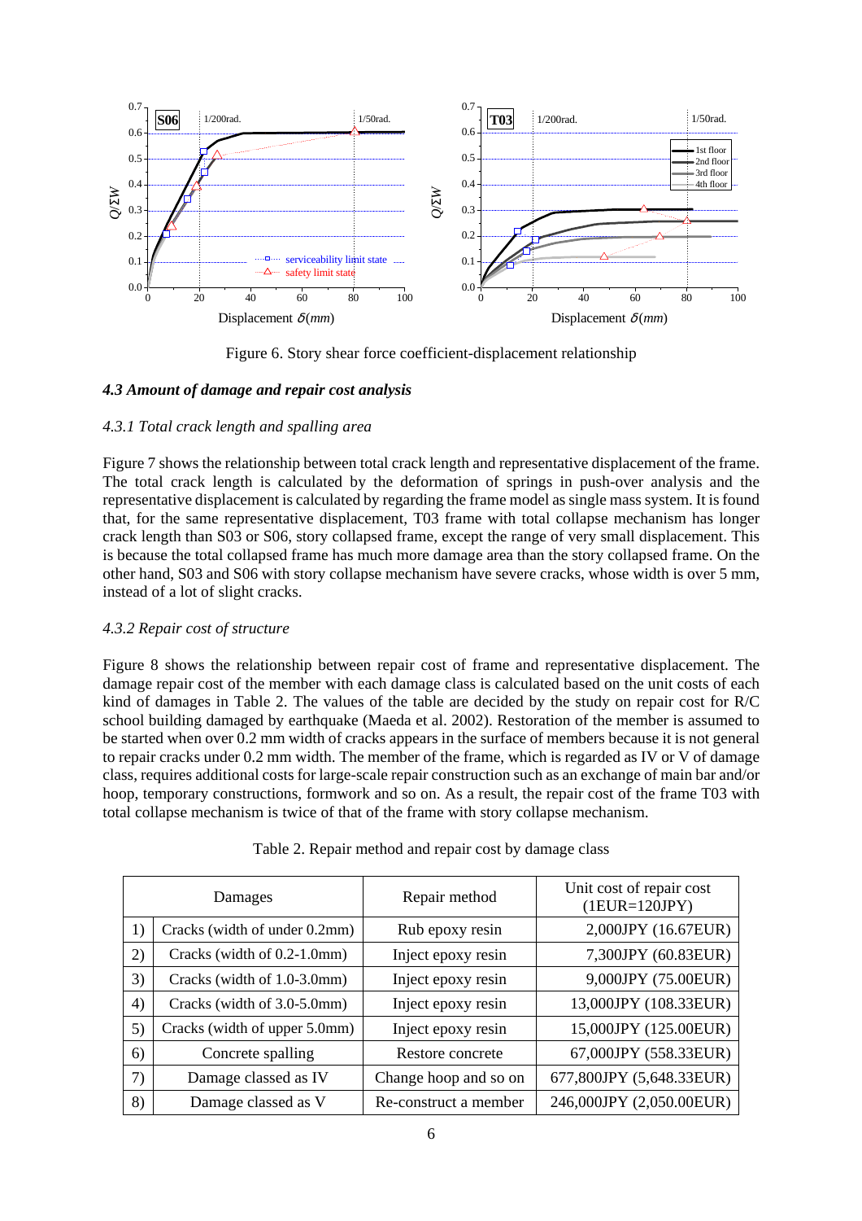Figure 6. Story shear force coefficient-displacement relationship

### *4.3 Amount of damage and repair cost analysis*

#### *4.3.1 Total crack length and spalling area*

Figure 7 shows the relationship between total crack length and representative displacement of the frame. The total crack length is calculated by the deformation of springs in push-over analysis and the representative displacement is calculated by regarding the frame model as single mass system. It is found that, for the same representative displacement, T03 frame with total collapse mechanism has longer crack length than S03 or S06, story collapsed frame, except the range of very small displacement. This is because the total collapsed frame has much more damage area than the story collapsed frame. On the other hand, S03 and S06 with story collapse mechanism have severe cracks, whose width is over 5 mm, instead of a lot of slight cracks.

#### *4.3.2 Repair cost of structure*

Figure 8 shows the relationship between repair cost of frame and representative displacement. The damage repair cost of the member with each damage class is calculated based on the unit costs of each kind of damages in Table 2. The values of the table are decided by the study on repair cost for R/C school building damaged by earthquake (Maeda et al. 2002). Restoration of the member is assumed to be started when over 0.2 mm width of cracks appears in the surface of members because it is not general to repair cracks under 0.2 mm width. The member of the frame, which is regarded as IV or V of damage class, requires additional costs for large-scale repair construction such as an exchange of main bar and/or hoop, temporary constructions, formwork and so on. As a result, the repair cost of the frame T03 with total collapse mechanism is twice of that of the frame with story collapse mechanism.

Table 2. Repair method and repair cost by damage class

| | Damages | Repair method | Unit cost of repair cost (1EUR=120JPY) |
|---|---|---|---|
| 1) | Cracks (width of under 0.2mm) | Rub epoxy resin | 2,000JPY (16.67EUR) |
| 2) | Cracks (width of 0.2-1.0mm) | Inject epoxy resin | 7,300JPY (60.83EUR) |
| 3) | Cracks (width of 1.0-3.0mm) | Inject epoxy resin | 9,000JPY (75.00EUR) |
| 4) | Cracks (width of 3.0-5.0mm) | Inject epoxy resin | 13,000JPY (108.33EUR) |
| 5) | Cracks (width of upper 5.0mm) | Inject epoxy resin | 15,000JPY (125.00EUR) |
| 6) | Concrete spalling | Restore concrete | 67,000JPY (558.33EUR) |
| 7) | Damage classed as IV | Change hoop and so on | 677,800JPY (5,648.33EUR) |
| 8) | Damage classed as V | Re-construct a member | 246,000JPY (2,050.00EUR) |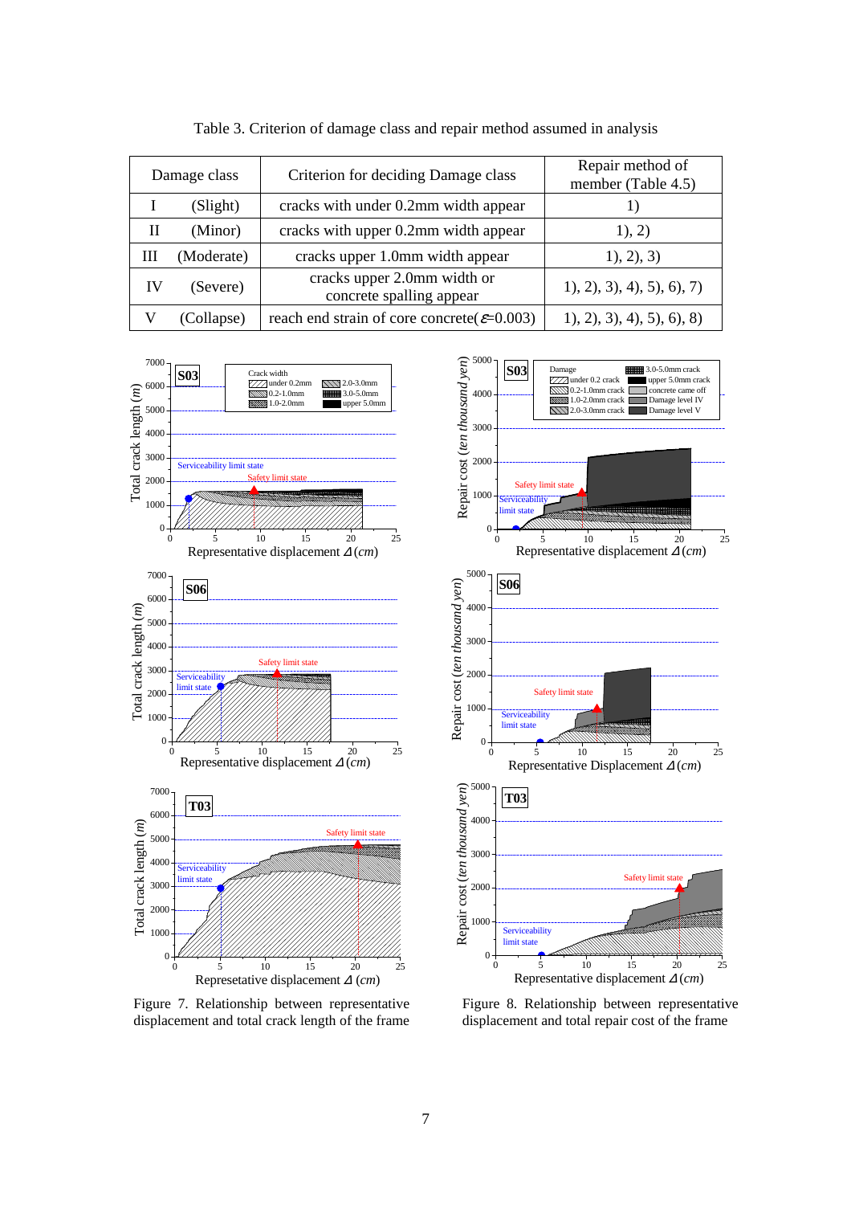Table 3. Criterion of damage class and repair method assumed in analysis

| Damage class | Criterion for deciding Damage class | Repair method of member (Table 4.5) |
|---|---|---|
| I (Slight) | cracks with under 0.2mm width appear | 1) |
| II (Minor) | cracks with upper 0.2mm width appear | 1), 2) |
| III (Moderate) | cracks upper 1.0mm width appear | 1), 2), 3) |
| IV (Severe) | cracks upper 2.0mm width or concrete spalling appear | 1), 2), 3), 4), 5), 6), 7) |
| V (Collapse) | reach end strain of core concrete($\varepsilon$=0.003) | 1), 2), 3), 4), 5), 6), 8) |

Figure 7. Relationship between representative displacement and total crack length of the frame

Figure 8. Relationship between representative displacement and total repair cost of the frame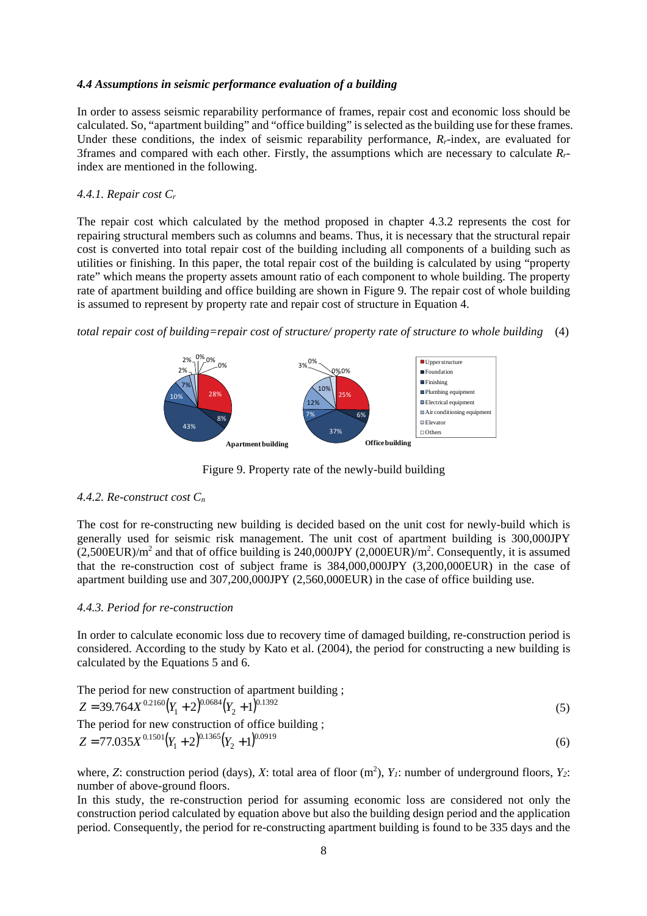*4.4 Assumptions in seismic performance evaluation of a building*

In order to assess seismic reparability performance of frames, repair cost and economic loss should be calculated. So, “apartment building” and “office building” is selected as the building use for these frames. Under these conditions, the index of seismic reparability performance, $R_r$-index, are evaluated for 3frames and compared with each other. Firstly, the assumptions which are necessary to calculate $R_r$-index are mentioned in the following.

*4.4.1. Repair cost $C_r$*

The repair cost which calculated by the method proposed in chapter 4.3.2 represents the cost for repairing structural members such as columns and beams. Thus, it is necessary that the structural repair cost is converted into total repair cost of the building including all components of a building such as utilities or finishing. In this paper, the total repair cost of the building is calculated by using “property rate” which means the property assets amount ratio of each component to whole building. The property rate of apartment building and office building are shown in Figure 9. The repair cost of whole building is assumed to represent by property rate and repair cost of structure in Equation 4.

*total repair cost of building=repair cost of structure/ property rate of structure to whole building* (4)

Figure 9. Property rate of the newly-build building

*4.4.2. Re-construct cost $C_n$*

The cost for re-constructing new building is decided based on the unit cost for newly-build which is generally used for seismic risk management. The unit cost of apartment building is 300,000JPY (2,500EUR)/m$^2$ and that of office building is 240,000JPY (2,000EUR)/m$^2$. Consequently, it is assumed that the re-construction cost of subject frame is 384,000,000JPY (3,200,000EUR) in the case of apartment building use and 307,200,000JPY (2,560,000EUR) in the case of office building use.

*4.4.3. Period for re-construction*

In order to calculate economic loss due to recovery time of damaged building, re-construction period is considered. According to the study by Kato et al. (2004), the period for constructing a new building is calculated by the Equations 5 and 6.

The period for new construction of apartment building ;

$$Z = 39.764 X^{0.2160} (Y_1 + 2)^{0.0684} (Y_2 + 1)^{0.1392} \tag{5}$$

The period for new construction of office building ;

$$Z = 77.035 X^{0.1501} (Y_1 + 2)^{0.1365} (Y_2 + 1)^{0.0919} \tag{6}$$

where, $Z$: construction period (days), $X$: total area of floor (m$^2$), $Y_1$: number of underground floors, $Y_2$: number of above-ground floors.

In this study, the re-construction period for assuming economic loss are considered not only the construction period calculated by equation above but also the building design period and the application period. Consequently, the period for re-constructing apartment building is found to be 335 days and the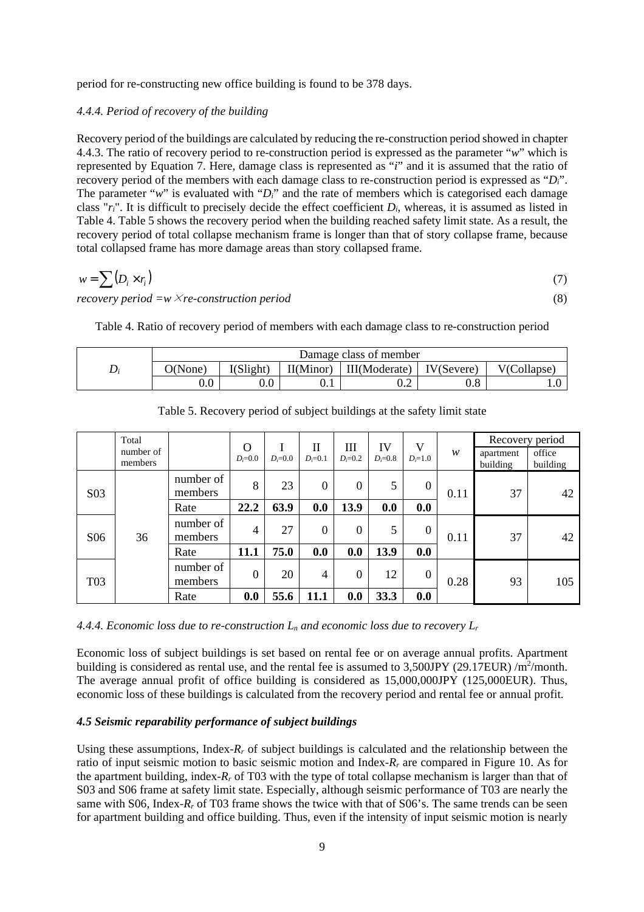period for re-constructing new office building is found to be 378 days.

### *4.4.4. Period of recovery of the building*

Recovery period of the buildings are calculated by reducing the re-construction period showed in chapter 4.4.3. The ratio of recovery period to re-construction period is expressed as the parameter "$w$" which is represented by Equation 7. Here, damage class is represented as "$i$" and it is assumed that the ratio of recovery period of the members with each damage class to re-construction period is expressed as "$D_i$". The parameter "$w$" is evaluated with "$D_i$" and the rate of members which is categorised each damage class "$r_i$". It is difficult to precisely decide the effect coefficient $D_i$, whereas, it is assumed as listed in Table 4. Table 5 shows the recovery period when the building reached safety limit state. As a result, the recovery period of total collapse mechanism frame is longer than that of story collapse frame, because total collapsed frame has more damage areas than story collapsed frame.

$$w = \sum (D_i \times r_i) \tag{7}$$

$$\textit{recovery period} = w \times \textit{re-construction period} \tag{8}$$

Table 4. Ratio of recovery period of members with each damage class to re-construction period

| $D_i$ | Damage class of member | | | | | |
|---|---|---|---|---|---|---|
| | O(None) | I(Slight) | II(Minor) | III(Moderate) | IV(Severe) | V(Collapse) |
| | 0.0 | 0.0 | 0.1 | 0.2 | 0.8 | 1.0 |

Table 5. Recovery period of subject buildings at the safety limit state

| | Total number of members | | O $D_i$=0.0 | I $D_i$=0.0 | II $D_i$=0.1 | III $D_i$=0.2 | IV $D_i$=0.8 | V $D_i$=1.0 | $w$ | Recovery period apartment building | Recovery period office building |
|---|---|---|---|---|---|---|---|---|---|---|---|
| S03 | 36 | number of members | 8 | 23 | 0 | 0 | 5 | 0 | 0.11 | 37 | 42 |
| | | Rate | **22.2** | **63.9** | **0.0** | **13.9** | **0.0** | **0.0** | | | |
| S06 | | number of members | 4 | 27 | 0 | 0 | 5 | 0 | 0.11 | 37 | 42 |
| | | Rate | **11.1** | **75.0** | **0.0** | **0.0** | **13.9** | **0.0** | | | |
| T03 | | number of members | 0 | 20 | 4 | 0 | 12 | 0 | 0.28 | 93 | 105 |
| | | Rate | **0.0** | **55.6** | **11.1** | **0.0** | **33.3** | **0.0** | | | |

### *4.4.4. Economic loss due to re-construction $L_n$ and economic loss due to recovery $L_r$*

Economic loss of subject buildings is set based on rental fee or on average annual profits. Apartment building is considered as rental use, and the rental fee is assumed to 3,500JPY (29.17EUR) /m$^2$/month. The average annual profit of office building is considered as 15,000,000JPY (125,000EUR). Thus, economic loss of these buildings is calculated from the recovery period and rental fee or annual profit.

### **4.5 Seismic reparability performance of subject buildings**

Using these assumptions, Index-$R_r$ of subject buildings is calculated and the relationship between the ratio of input seismic motion to basic seismic motion and Index-$R_r$ are compared in Figure 10. As for the apartment building, index-$R_r$ of T03 with the type of total collapse mechanism is larger than that of S03 and S06 frame at safety limit state. Especially, although seismic performance of T03 are nearly the same with S06, Index-$R_r$ of T03 frame shows the twice with that of S06's. The same trends can be seen for apartment building and office building. Thus, even if the intensity of input seismic motion is nearly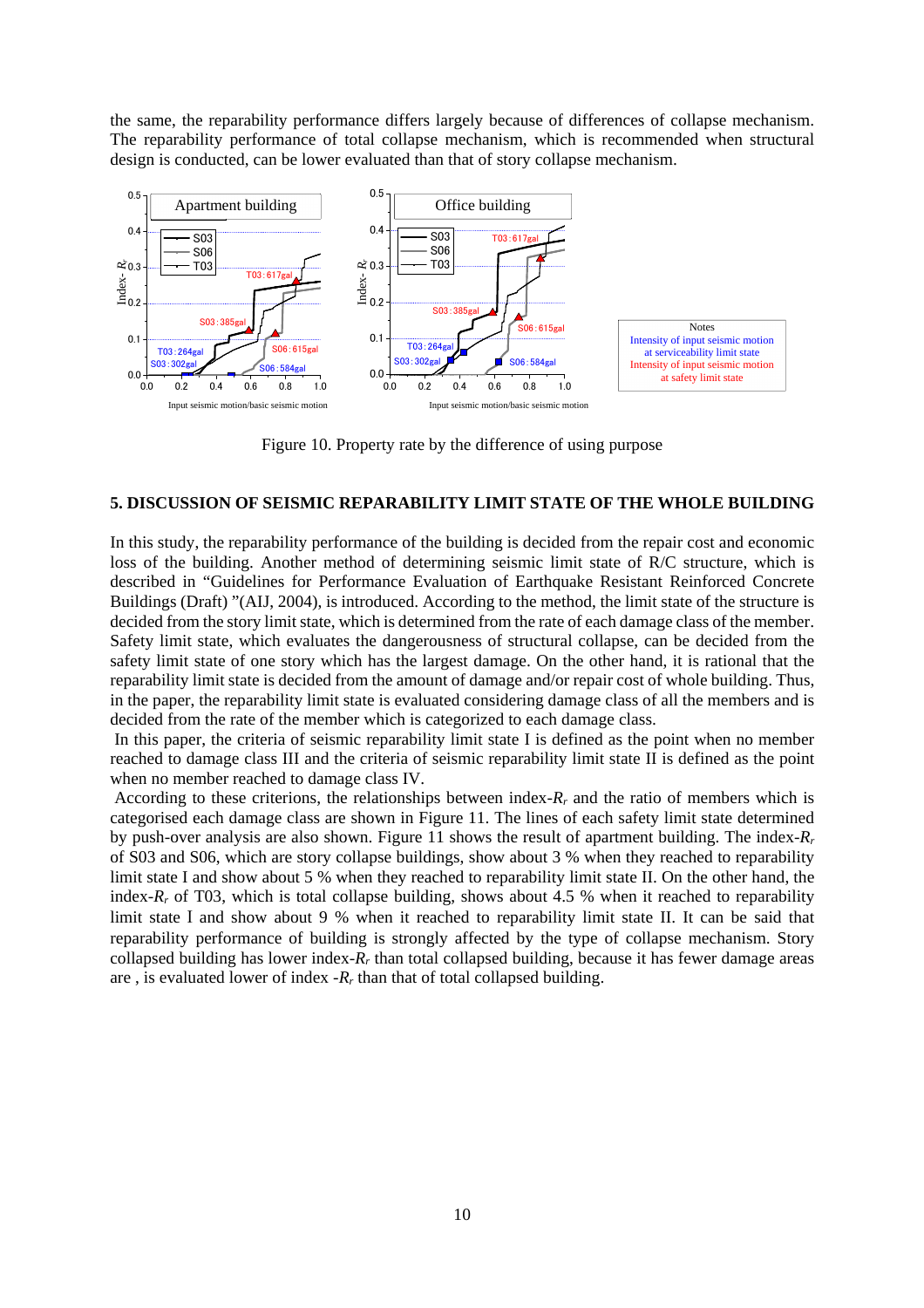the same, the reparability performance differs largely because of differences of collapse mechanism. The reparability performance of total collapse mechanism, which is recommended when structural design is conducted, can be lower evaluated than that of story collapse mechanism.

Figure 10. Property rate by the difference of using purpose

## 5. DISCUSSION OF SEISMIC REPARABILITY LIMIT STATE OF THE WHOLE BUILDING

In this study, the reparability performance of the building is decided from the repair cost and economic loss of the building. Another method of determining seismic limit state of R/C structure, which is described in “Guidelines for Performance Evaluation of Earthquake Resistant Reinforced Concrete Buildings (Draft) ”(AIJ, 2004), is introduced. According to the method, the limit state of the structure is decided from the story limit state, which is determined from the rate of each damage class of the member. Safety limit state, which evaluates the dangerousness of structural collapse, can be decided from the safety limit state of one story which has the largest damage. On the other hand, it is rational that the reparability limit state is decided from the amount of damage and/or repair cost of whole building. Thus, in the paper, the reparability limit state is evaluated considering damage class of all the members and is decided from the rate of the member which is categorized to each damage class.

In this paper, the criteria of seismic reparability limit state I is defined as the point when no member reached to damage class III and the criteria of seismic reparability limit state II is defined as the point when no member reached to damage class IV.

According to these criterions, the relationships between index-$R_r$ and the ratio of members which is categorised each damage class are shown in Figure 11. The lines of each safety limit state determined by push-over analysis are also shown. Figure 11 shows the result of apartment building. The index-$R_r$ of S03 and S06, which are story collapse buildings, show about 3 % when they reached to reparability limit state I and show about 5 % when they reached to reparability limit state II. On the other hand, the index-$R_r$ of T03, which is total collapse building, shows about 4.5 % when it reached to reparability limit state I and show about 9 % when it reached to reparability limit state II. It can be said that reparability performance of building is strongly affected by the type of collapse mechanism. Story collapsed building has lower index-$R_r$ than total collapsed building, because it has fewer damage areas are , is evaluated lower of index -$R_r$ than that of total collapsed building.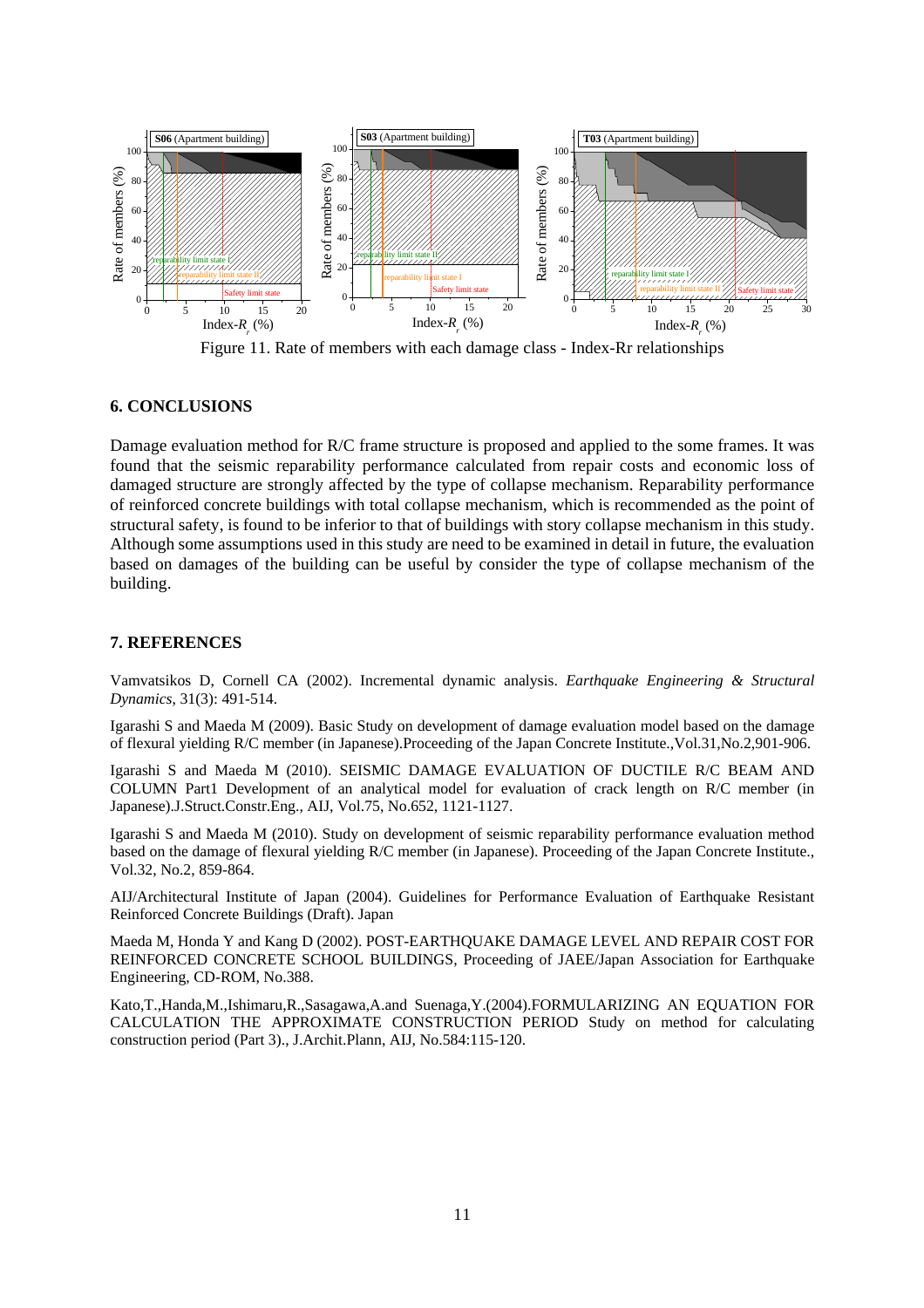S06 (Apartment building)

Rate of members (%)

Index-$R_r$ (%)

reparability limit state I

reparability limit state II

Safety limit state

S03 (Apartment building)

Rate of members (%)

Index-$R_r$ (%)

reparability limit state II

reparability limit state I

Safety limit state

T03 (Apartment building)

Rate of members (%)

Index-$R_r$ (%)

reparability limit state I

reparability limit state II

Safety limit state

Figure 11. Rate of members with each damage class - Index-Rr relationships

## 6. CONCLUSIONS

Damage evaluation method for R/C frame structure is proposed and applied to the some frames. It was found that the seismic reparability performance calculated from repair costs and economic loss of damaged structure are strongly affected by the type of collapse mechanism. Reparability performance of reinforced concrete buildings with total collapse mechanism, which is recommended as the point of structural safety, is found to be inferior to that of buildings with story collapse mechanism in this study. Although some assumptions used in this study are need to be examined in detail in future, the evaluation based on damages of the building can be useful by consider the type of collapse mechanism of the building.

## 7. REFERENCES

Vamvatsikos D, Cornell CA (2002). Incremental dynamic analysis. *Earthquake Engineering & Structural Dynamics*, 31(3): 491-514.

Igarashi S and Maeda M (2009). Basic Study on development of damage evaluation model based on the damage of flexural yielding R/C member (in Japanese).Proceeding of the Japan Concrete Institute.,Vol.31,No.2,901-906.

Igarashi S and Maeda M (2010). SEISMIC DAMAGE EVALUATION OF DUCTILE R/C BEAM AND COLUMN Part1 Development of an analytical model for evaluation of crack length on R/C member (in Japanese).J.Struct.Constr.Eng., AIJ, Vol.75, No.652, 1121-1127.

Igarashi S and Maeda M (2010). Study on development of seismic reparability performance evaluation method based on the damage of flexural yielding R/C member (in Japanese). Proceeding of the Japan Concrete Institute., Vol.32, No.2, 859-864.

AIJ/Architectural Institute of Japan (2004). Guidelines for Performance Evaluation of Earthquake Resistant Reinforced Concrete Buildings (Draft). Japan

Maeda M, Honda Y and Kang D (2002). POST-EARTHQUAKE DAMAGE LEVEL AND REPAIR COST FOR REINFORCED CONCRETE SCHOOL BUILDINGS, Proceeding of JAEE/Japan Association for Earthquake Engineering, CD-ROM, No.388.

Kato,T.,Handa,M.,Ishimaru,R.,Sasagawa,A.and Suenaga,Y.(2004).FORMULARIZING AN EQUATION FOR CALCULATION THE APPROXIMATE CONSTRUCTION PERIOD Study on method for calculating construction period (Part 3)., J.Archit.Plann, AIJ, No.584:115-120.